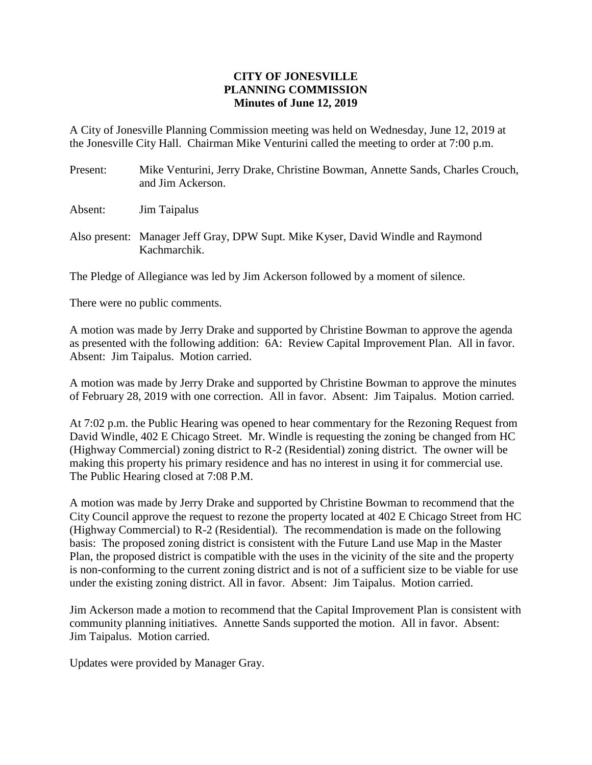**CITY OF JONESVILLE**
**PLANNING COMMISSION**
**Minutes of June 12, 2019**

A City of Jonesville Planning Commission meeting was held on Wednesday, June 12, 2019 at the Jonesville City Hall. Chairman Mike Venturini called the meeting to order at 7:00 p.m.

Present: Mike Venturini, Jerry Drake, Christine Bowman, Annette Sands, Charles Crouch, and Jim Ackerson.

Absent: Jim Taipalus

Also present: Manager Jeff Gray, DPW Supt. Mike Kyser, David Windle and Raymond Kachmarchik.

The Pledge of Allegiance was led by Jim Ackerson followed by a moment of silence.

There were no public comments.

A motion was made by Jerry Drake and supported by Christine Bowman to approve the agenda as presented with the following addition: 6A: Review Capital Improvement Plan. All in favor. Absent: Jim Taipalus. Motion carried.

A motion was made by Jerry Drake and supported by Christine Bowman to approve the minutes of February 28, 2019 with one correction. All in favor. Absent: Jim Taipalus. Motion carried.

At 7:02 p.m. the Public Hearing was opened to hear commentary for the Rezoning Request from David Windle, 402 E Chicago Street. Mr. Windle is requesting the zoning be changed from HC (Highway Commercial) zoning district to R-2 (Residential) zoning district. The owner will be making this property his primary residence and has no interest in using it for commercial use. The Public Hearing closed at 7:08 P.M.

A motion was made by Jerry Drake and supported by Christine Bowman to recommend that the City Council approve the request to rezone the property located at 402 E Chicago Street from HC (Highway Commercial) to R-2 (Residential). The recommendation is made on the following basis: The proposed zoning district is consistent with the Future Land use Map in the Master Plan, the proposed district is compatible with the uses in the vicinity of the site and the property is non-conforming to the current zoning district and is not of a sufficient size to be viable for use under the existing zoning district. All in favor. Absent: Jim Taipalus. Motion carried.

Jim Ackerson made a motion to recommend that the Capital Improvement Plan is consistent with community planning initiatives. Annette Sands supported the motion. All in favor. Absent: Jim Taipalus. Motion carried.

Updates were provided by Manager Gray.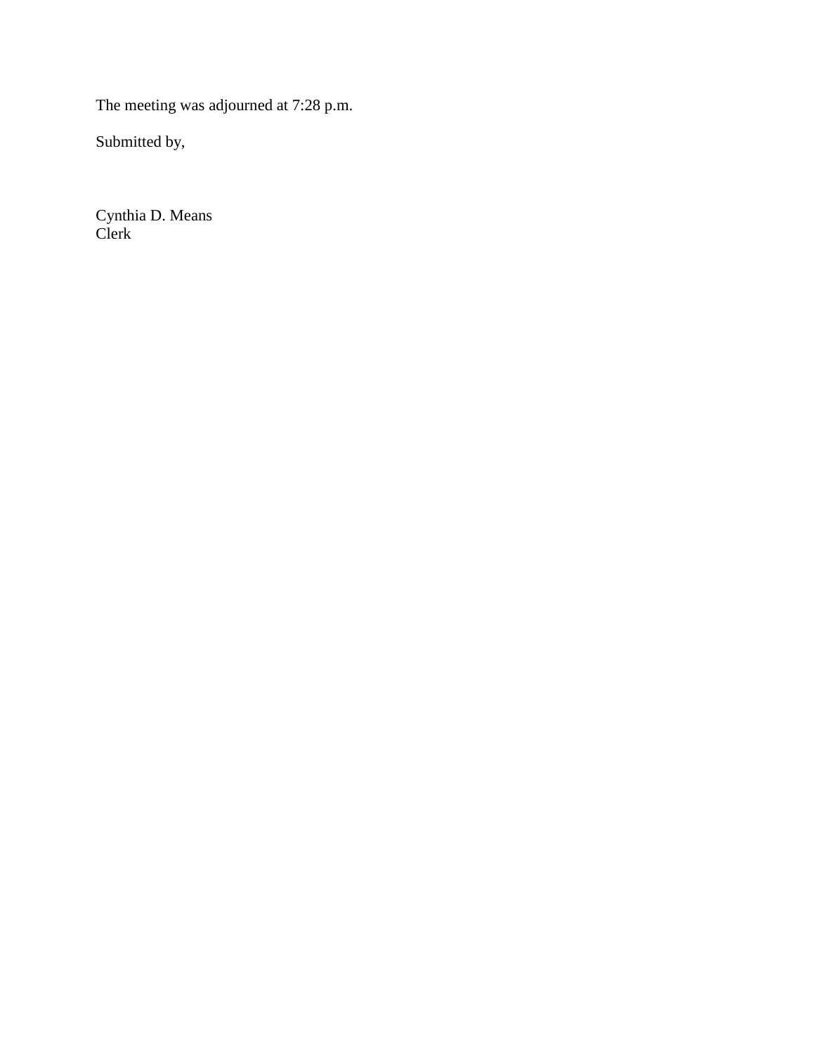The meeting was adjourned at 7:28 p.m.

Submitted by,

Cynthia D. Means
Clerk